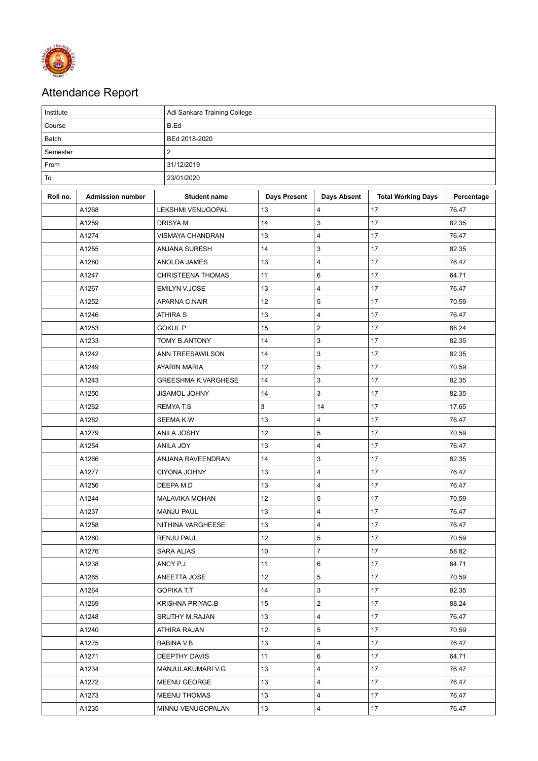# Attendance Report

| Institute | Adi Sankara Training College |
|---|---|
| Course | B.Ed |
| Batch | BEd 2018-2020 |
| Semester | 2 |
| From | 31/12/2019 |
| To | 23/01/2020 |

| Roll no. | Admission number | Student name | Days Present | Days Absent | Total Working Days | Percentage |
|---|---|---|---|---|---|---|
| | A1268 | LEKSHMI VENUGOPAL | 13 | 4 | 17 | 76.47 |
| | A1259 | DRISYA M | 14 | 3 | 17 | 82.35 |
| | A1274 | VISMAYA CHANDRAN | 13 | 4 | 17 | 76.47 |
| | A1255 | ANJANA SURESH | 14 | 3 | 17 | 82.35 |
| | A1280 | ANOLDA JAMES | 13 | 4 | 17 | 76.47 |
| | A1247 | CHRISTEENA THOMAS | 11 | 6 | 17 | 64.71 |
| | A1267 | EMILYN V.JOSE | 13 | 4 | 17 | 76.47 |
| | A1252 | APARNA C.NAIR | 12 | 5 | 17 | 70.59 |
| | A1246 | ATHIRA S | 13 | 4 | 17 | 76.47 |
| | A1253 | GOKUL.P | 15 | 2 | 17 | 88.24 |
| | A1233 | TOMY B.ANTONY | 14 | 3 | 17 | 82.35 |
| | A1242 | ANN TREESAWILSON | 14 | 3 | 17 | 82.35 |
| | A1249 | AYARIN MARIA | 12 | 5 | 17 | 70.59 |
| | A1243 | GREESHMA K.VARGHESE | 14 | 3 | 17 | 82.35 |
| | A1250 | JISAMOL JOHNY | 14 | 3 | 17 | 82.35 |
| | A1262 | REMYA T.S | 3 | 14 | 17 | 17.65 |
| | A1282 | SEEMA K.W | 13 | 4 | 17 | 76.47 |
| | A1279 | ANILA JOSHY | 12 | 5 | 17 | 70.59 |
| | A1254 | ANILA JOY | 13 | 4 | 17 | 76.47 |
| | A1266 | ANJANA RAVEENDRAN | 14 | 3 | 17 | 82.35 |
| | A1277 | CIYONA JOHNY | 13 | 4 | 17 | 76.47 |
| | A1256 | DEEPA M.D | 13 | 4 | 17 | 76.47 |
| | A1244 | MALAVIKA MOHAN | 12 | 5 | 17 | 70.59 |
| | A1237 | MANJU PAUL | 13 | 4 | 17 | 76.47 |
| | A1258 | NITHINA VARGHEESE | 13 | 4 | 17 | 76.47 |
| | A1260 | RENJU PAUL | 12 | 5 | 17 | 70.59 |
| | A1276 | SARA ALIAS | 10 | 7 | 17 | 58.82 |
| | A1238 | ANCY P.J | 11 | 6 | 17 | 64.71 |
| | A1265 | ANEETTA JOSE | 12 | 5 | 17 | 70.59 |
| | A1264 | GOPIKA T.T | 14 | 3 | 17 | 82.35 |
| | A1269 | KRISHNA PRIYAC.B | 15 | 2 | 17 | 88.24 |
| | A1248 | SRUTHY M.RAJAN | 13 | 4 | 17 | 76.47 |
| | A1240 | ATHIRA RAJAN | 12 | 5 | 17 | 70.59 |
| | A1275 | BABINA V.B | 13 | 4 | 17 | 76.47 |
| | A1271 | DEEPTHY DAVIS | 11 | 6 | 17 | 64.71 |
| | A1234 | MANJULAKUMARI V.G | 13 | 4 | 17 | 76.47 |
| | A1272 | MEENU GEORGE | 13 | 4 | 17 | 76.47 |
| | A1273 | MEENU THOMAS | 13 | 4 | 17 | 76.47 |
| | A1235 | MINNU VENUGOPALAN | 13 | 4 | 17 | 76.47 |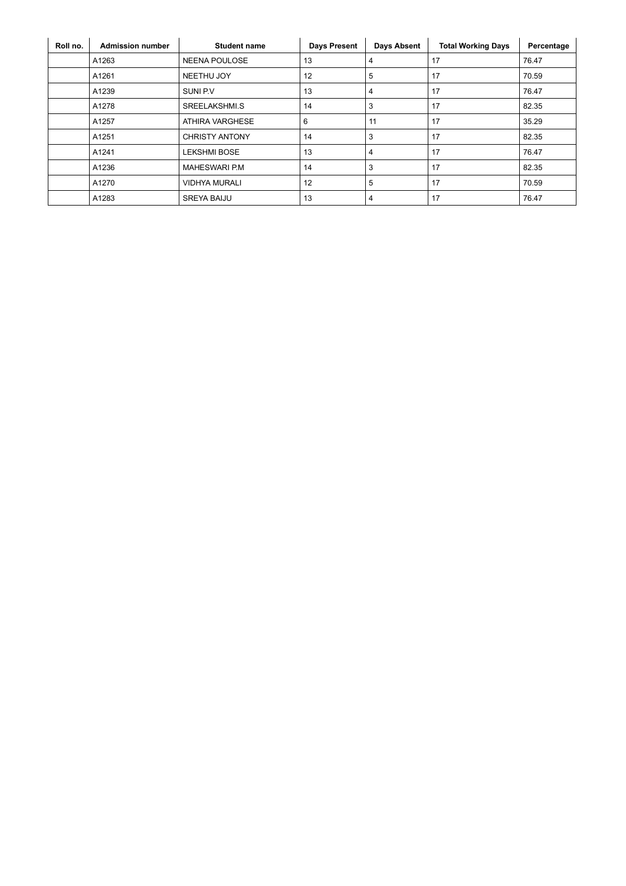| Roll no. | Admission number | Student name | Days Present | Days Absent | Total Working Days | Percentage |
|---|---|---|---|---|---|---|
| | A1263 | NEENA POULOSE | 13 | 4 | 17 | 76.47 |
| | A1261 | NEETHU JOY | 12 | 5 | 17 | 70.59 |
| | A1239 | SUNI P.V | 13 | 4 | 17 | 76.47 |
| | A1278 | SREELAKSHMI.S | 14 | 3 | 17 | 82.35 |
| | A1257 | ATHIRA VARGHESE | 6 | 11 | 17 | 35.29 |
| | A1251 | CHRISTY ANTONY | 14 | 3 | 17 | 82.35 |
| | A1241 | LEKSHMI BOSE | 13 | 4 | 17 | 76.47 |
| | A1236 | MAHESWARI P.M | 14 | 3 | 17 | 82.35 |
| | A1270 | VIDHYA MURALI | 12 | 5 | 17 | 70.59 |
| | A1283 | SREYA BAIJU | 13 | 4 | 17 | 76.47 |